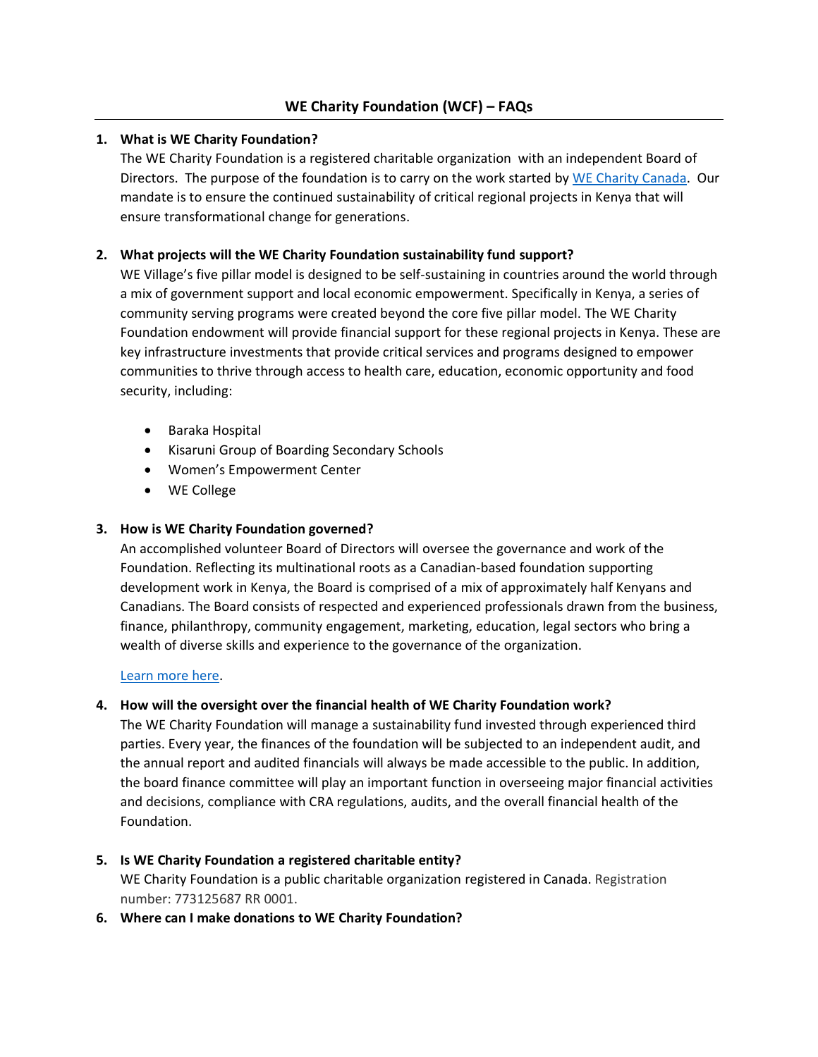## WE Charity Foundation (WCF) – FAQs

1. **What is WE Charity Foundation?**
   The WE Charity Foundation is a registered charitable organization with an independent Board of Directors. The purpose of the foundation is to carry on the work started by WE Charity Canada. Our mandate is to ensure the continued sustainability of critical regional projects in Kenya that will ensure transformational change for generations.

2. **What projects will the WE Charity Foundation sustainability fund support?**
   WE Village's five pillar model is designed to be self-sustaining in countries around the world through a mix of government support and local economic empowerment. Specifically in Kenya, a series of community serving programs were created beyond the core five pillar model. The WE Charity Foundation endowment will provide financial support for these regional projects in Kenya. These are key infrastructure investments that provide critical services and programs designed to empower communities to thrive through access to health care, education, economic opportunity and food security, including:

   - Baraka Hospital
   - Kisaruni Group of Boarding Secondary Schools
   - Women's Empowerment Center
   - WE College

3. **How is WE Charity Foundation governed?**
   An accomplished volunteer Board of Directors will oversee the governance and work of the Foundation. Reflecting its multinational roots as a Canadian-based foundation supporting development work in Kenya, the Board is comprised of a mix of approximately half Kenyans and Canadians. The Board consists of respected and experienced professionals drawn from the business, finance, philanthropy, community engagement, marketing, education, legal sectors who bring a wealth of diverse skills and experience to the governance of the organization.

   Learn more here.

4. **How will the oversight over the financial health of WE Charity Foundation work?**
   The WE Charity Foundation will manage a sustainability fund invested through experienced third parties. Every year, the finances of the foundation will be subjected to an independent audit, and the annual report and audited financials will always be made accessible to the public. In addition, the board finance committee will play an important function in overseeing major financial activities and decisions, compliance with CRA regulations, audits, and the overall financial health of the Foundation.

5. **Is WE Charity Foundation a registered charitable entity?**
   WE Charity Foundation is a public charitable organization registered in Canada. Registration number: 773125687 RR 0001.

6. **Where can I make donations to WE Charity Foundation?**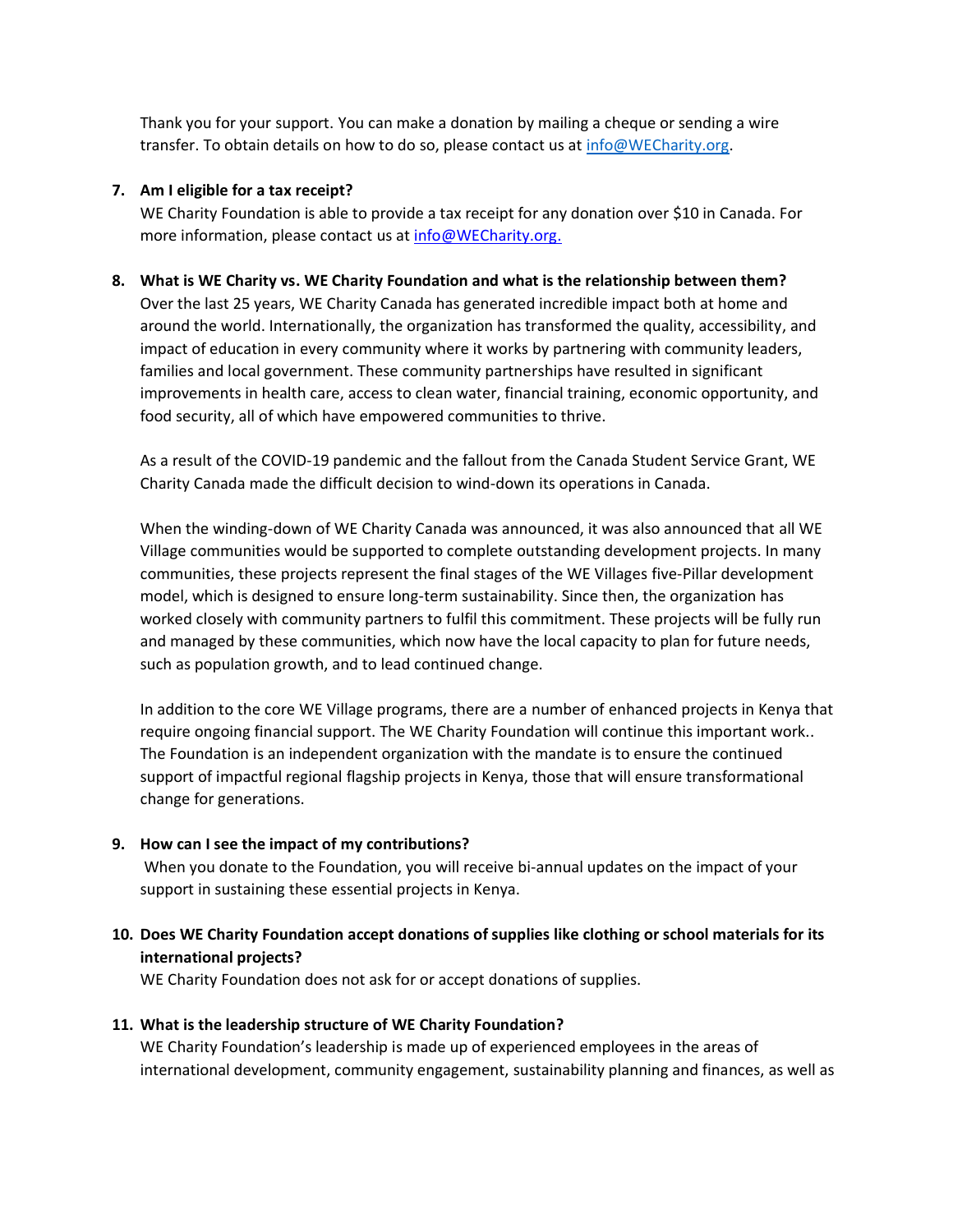Thank you for your support. You can make a donation by mailing a cheque or sending a wire transfer. To obtain details on how to do so, please contact us at info@WECharity.org.

7. **Am I eligible for a tax receipt?**
   WE Charity Foundation is able to provide a tax receipt for any donation over $10 in Canada. For more information, please contact us at info@WECharity.org.

8. **What is WE Charity vs. WE Charity Foundation and what is the relationship between them?**
   Over the last 25 years, WE Charity Canada has generated incredible impact both at home and around the world. Internationally, the organization has transformed the quality, accessibility, and impact of education in every community where it works by partnering with community leaders, families and local government. These community partnerships have resulted in significant improvements in health care, access to clean water, financial training, economic opportunity, and food security, all of which have empowered communities to thrive.

   As a result of the COVID-19 pandemic and the fallout from the Canada Student Service Grant, WE Charity Canada made the difficult decision to wind-down its operations in Canada.

   When the winding-down of WE Charity Canada was announced, it was also announced that all WE Village communities would be supported to complete outstanding development projects. In many communities, these projects represent the final stages of the WE Villages five-Pillar development model, which is designed to ensure long-term sustainability. Since then, the organization has worked closely with community partners to fulfil this commitment. These projects will be fully run and managed by these communities, which now have the local capacity to plan for future needs, such as population growth, and to lead continued change.

   In addition to the core WE Village programs, there are a number of enhanced projects in Kenya that require ongoing financial support. The WE Charity Foundation will continue this important work.. The Foundation is an independent organization with the mandate is to ensure the continued support of impactful regional flagship projects in Kenya, those that will ensure transformational change for generations.

9. **How can I see the impact of my contributions?**
   When you donate to the Foundation, you will receive bi-annual updates on the impact of your support in sustaining these essential projects in Kenya.

10. **Does WE Charity Foundation accept donations of supplies like clothing or school materials for its international projects?**
    WE Charity Foundation does not ask for or accept donations of supplies.

11. **What is the leadership structure of WE Charity Foundation?**
    WE Charity Foundation's leadership is made up of experienced employees in the areas of international development, community engagement, sustainability planning and finances, as well as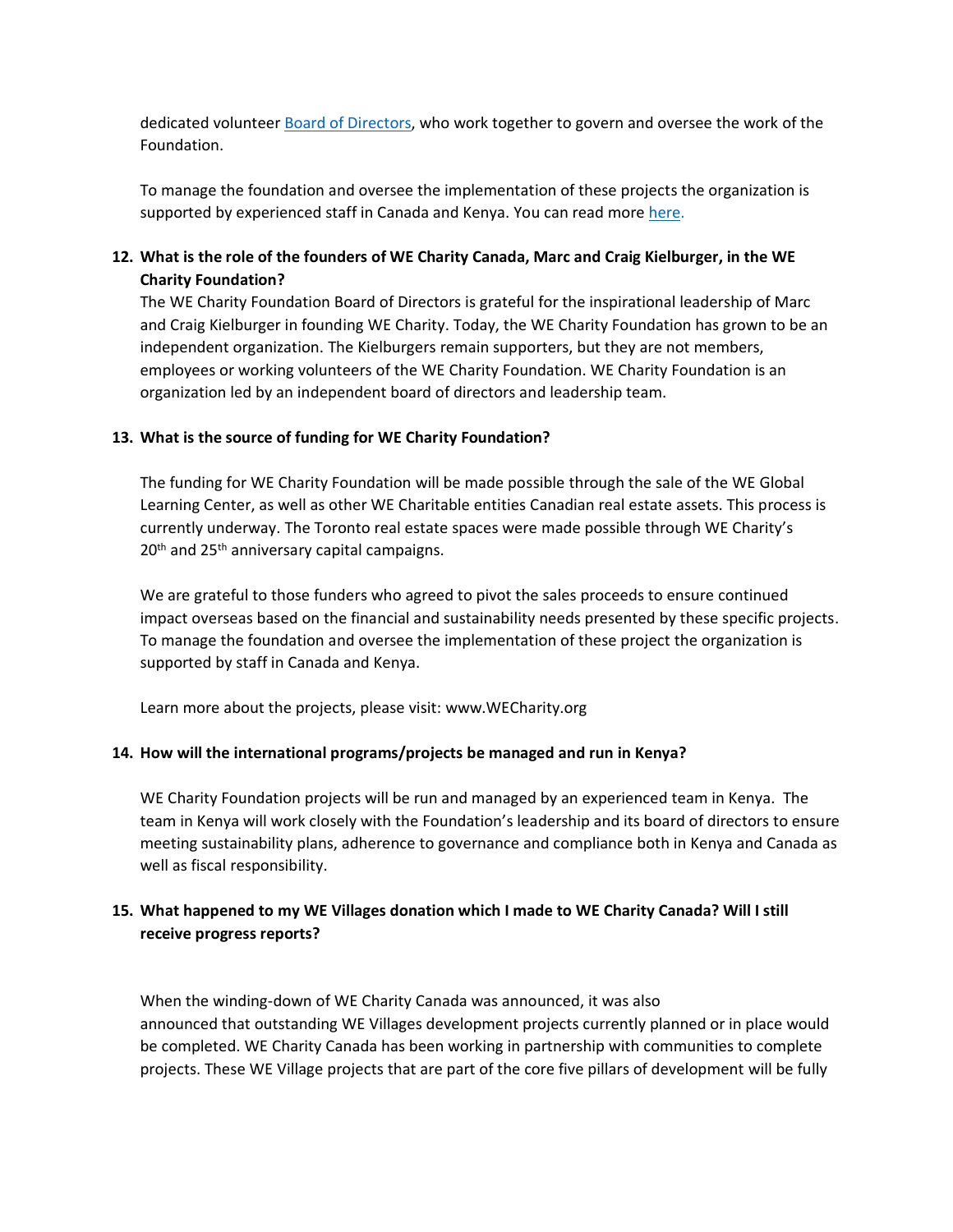dedicated volunteer [Board of Directors](), who work together to govern and oversee the work of the Foundation.

To manage the foundation and oversee the implementation of these projects the organization is supported by experienced staff in Canada and Kenya. You can read more [here]().

12. **What is the role of the founders of WE Charity Canada, Marc and Craig Kielburger, in the WE Charity Foundation?**

    The WE Charity Foundation Board of Directors is grateful for the inspirational leadership of Marc and Craig Kielburger in founding WE Charity. Today, the WE Charity Foundation has grown to be an independent organization. The Kielburgers remain supporters, but they are not members, employees or working volunteers of the WE Charity Foundation. WE Charity Foundation is an organization led by an independent board of directors and leadership team.

13. **What is the source of funding for WE Charity Foundation?**

    The funding for WE Charity Foundation will be made possible through the sale of the WE Global Learning Center, as well as other WE Charitable entities Canadian real estate assets. This process is currently underway. The Toronto real estate spaces were made possible through WE Charity's 20th and 25th anniversary capital campaigns.

    We are grateful to those funders who agreed to pivot the sales proceeds to ensure continued impact overseas based on the financial and sustainability needs presented by these specific projects. To manage the foundation and oversee the implementation of these project the organization is supported by staff in Canada and Kenya.

    Learn more about the projects, please visit: www.WECharity.org

14. **How will the international programs/projects be managed and run in Kenya?**

    WE Charity Foundation projects will be run and managed by an experienced team in Kenya. The team in Kenya will work closely with the Foundation's leadership and its board of directors to ensure meeting sustainability plans, adherence to governance and compliance both in Kenya and Canada as well as fiscal responsibility.

15. **What happened to my WE Villages donation which I made to WE Charity Canada? Will I still receive progress reports?**

    When the winding-down of WE Charity Canada was announced, it was also announced that outstanding WE Villages development projects currently planned or in place would be completed. WE Charity Canada has been working in partnership with communities to complete projects. These WE Village projects that are part of the core five pillars of development will be fully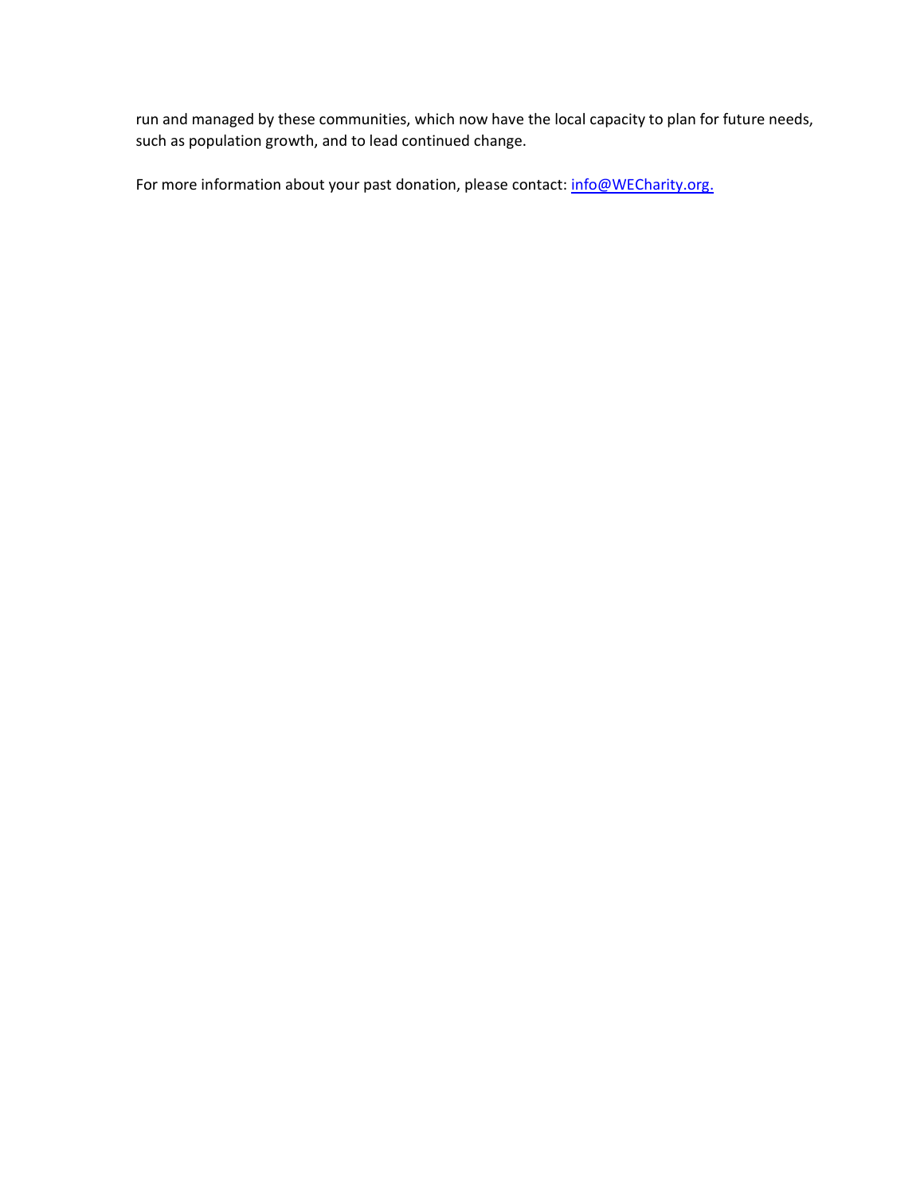run and managed by these communities, which now have the local capacity to plan for future needs, such as population growth, and to lead continued change.

For more information about your past donation, please contact: [info@WECharity.org.](mailto:info@WECharity.org)